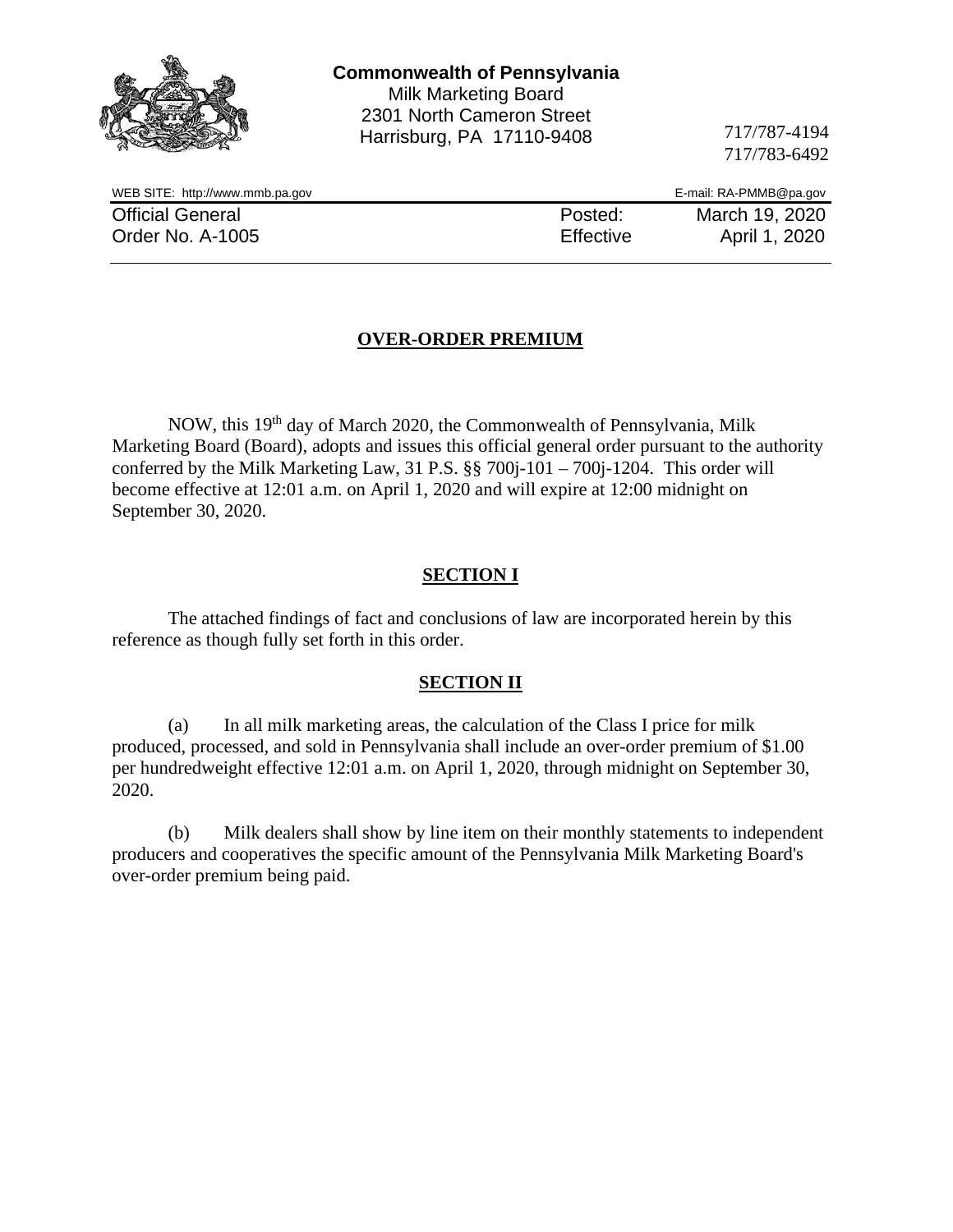**Commonwealth of Pennsylvania**
Milk Marketing Board
2301 North Cameron Street
Harrisburg, PA 17110-9408

717/787-4194
717/783-6492

WEB SITE: http://www.mmb.pa.gov E-mail: RA-PMMB@pa.gov

Official General Order No. A-1005

Posted: March 19, 2020
Effective April 1, 2020

# OVER-ORDER PREMIUM

NOW, this 19th day of March 2020, the Commonwealth of Pennsylvania, Milk Marketing Board (Board), adopts and issues this official general order pursuant to the authority conferred by the Milk Marketing Law, 31 P.S. §§ 700j-101 – 700j-1204. This order will become effective at 12:01 a.m. on April 1, 2020 and will expire at 12:00 midnight on September 30, 2020.

## SECTION I

The attached findings of fact and conclusions of law are incorporated herein by this reference as though fully set forth in this order.

## SECTION II

(a) In all milk marketing areas, the calculation of the Class I price for milk produced, processed, and sold in Pennsylvania shall include an over-order premium of $1.00 per hundredweight effective 12:01 a.m. on April 1, 2020, through midnight on September 30, 2020.

(b) Milk dealers shall show by line item on their monthly statements to independent producers and cooperatives the specific amount of the Pennsylvania Milk Marketing Board's over-order premium being paid.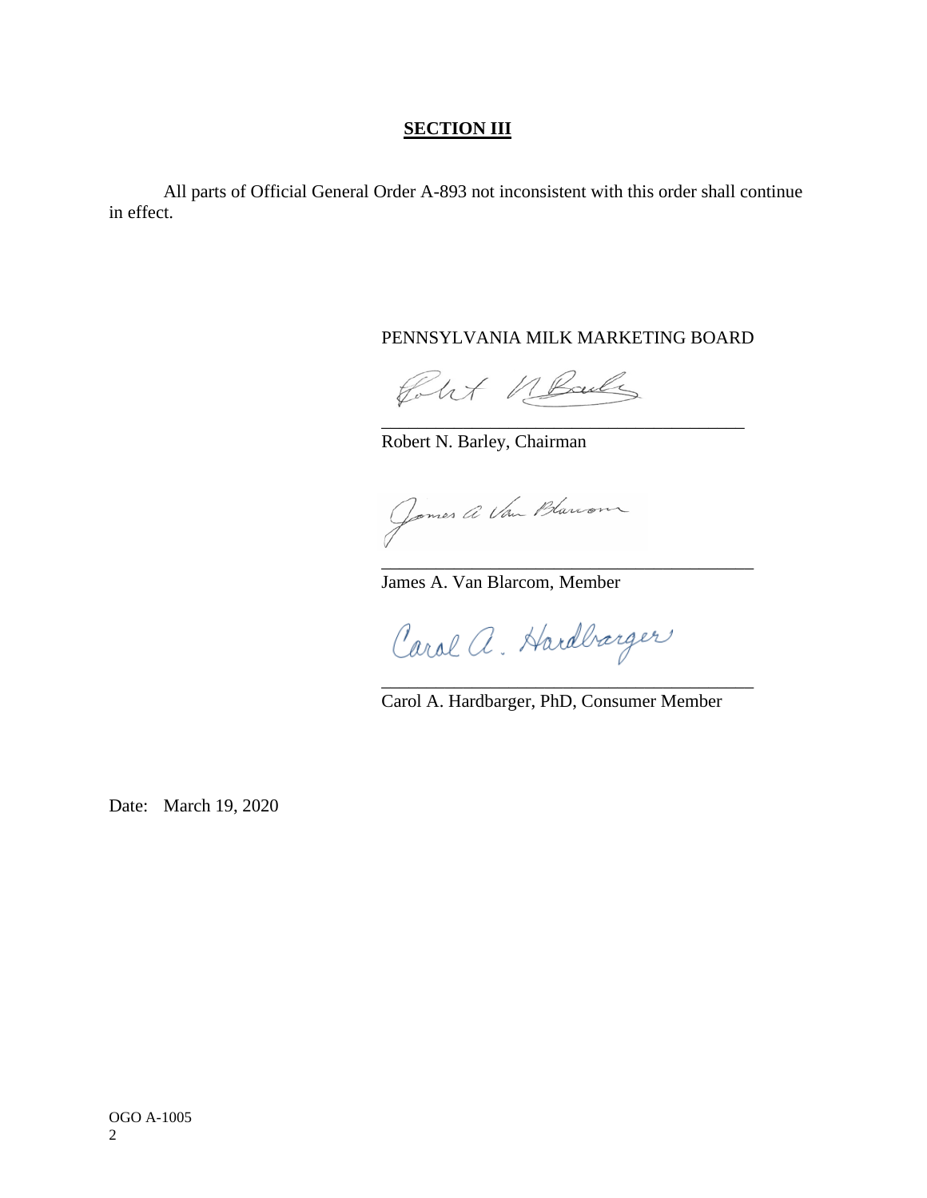## SECTION III

All parts of Official General Order A-893 not inconsistent with this order shall continue in effect.

PENNSYLVANIA MILK MARKETING BOARD

\_\_\_\_\_\_\_\_\_\_\_\_\_\_\_\_\_\_\_\_\_\_\_\_\_\_\_\_\_\_\_\_\_\_\_\_\_\_\_\_

Robert N. Barley, Chairman

\_\_\_\_\_\_\_\_\_\_\_\_\_\_\_\_\_\_\_\_\_\_\_\_\_\_\_\_\_\_\_\_\_\_\_\_\_\_\_\_

James A. Van Blarcom, Member

\_\_\_\_\_\_\_\_\_\_\_\_\_\_\_\_\_\_\_\_\_\_\_\_\_\_\_\_\_\_\_\_\_\_\_\_\_\_\_\_

Carol A. Hardbarger, PhD, Consumer Member

Date: March 19, 2020

OGO A-1005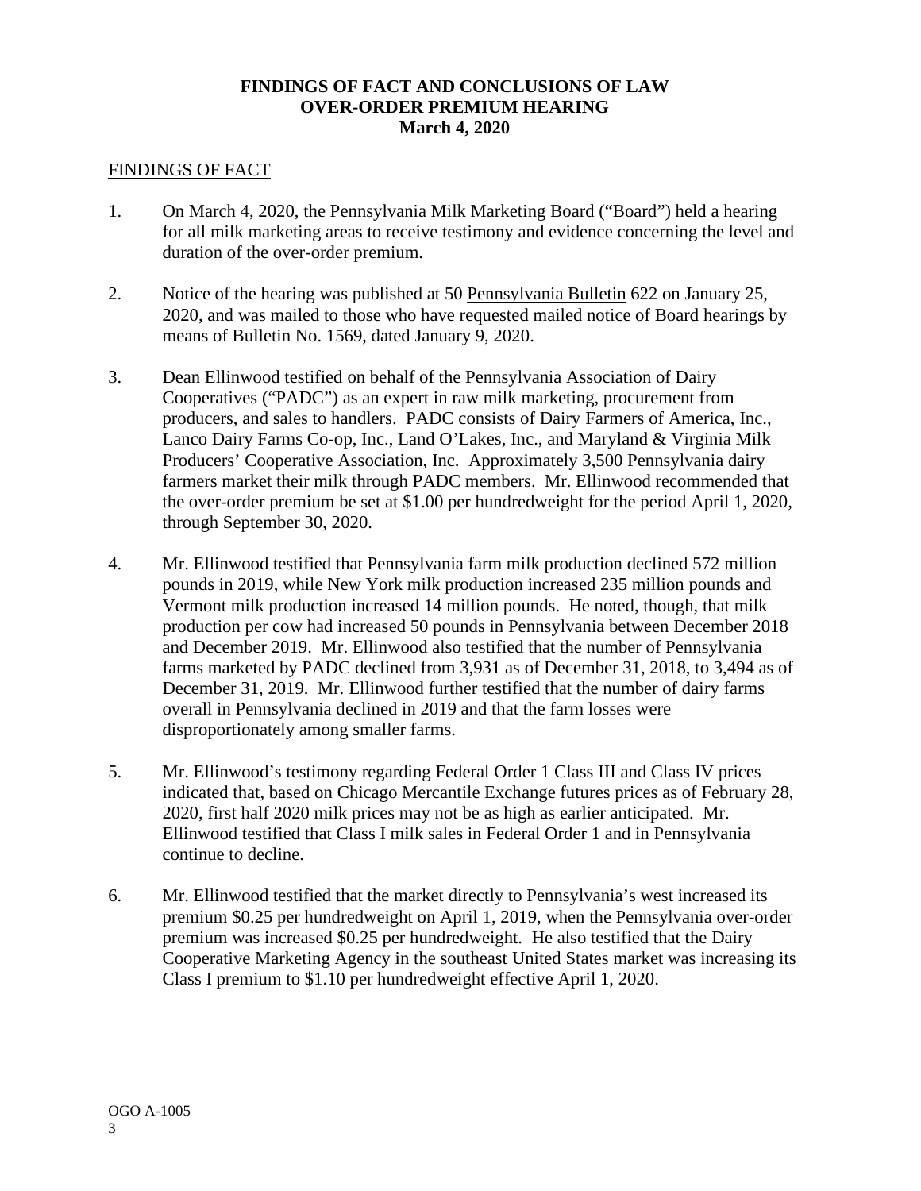# FINDINGS OF FACT AND CONCLUSIONS OF LAW
# OVER-ORDER PREMIUM HEARING
# March 4, 2020

## FINDINGS OF FACT

1. On March 4, 2020, the Pennsylvania Milk Marketing Board ("Board") held a hearing for all milk marketing areas to receive testimony and evidence concerning the level and duration of the over-order premium.

2. Notice of the hearing was published at 50 Pennsylvania Bulletin 622 on January 25, 2020, and was mailed to those who have requested mailed notice of Board hearings by means of Bulletin No. 1569, dated January 9, 2020.

3. Dean Ellinwood testified on behalf of the Pennsylvania Association of Dairy Cooperatives ("PADC") as an expert in raw milk marketing, procurement from producers, and sales to handlers. PADC consists of Dairy Farmers of America, Inc., Lanco Dairy Farms Co-op, Inc., Land O'Lakes, Inc., and Maryland & Virginia Milk Producers' Cooperative Association, Inc. Approximately 3,500 Pennsylvania dairy farmers market their milk through PADC members. Mr. Ellinwood recommended that the over-order premium be set at $1.00 per hundredweight for the period April 1, 2020, through September 30, 2020.

4. Mr. Ellinwood testified that Pennsylvania farm milk production declined 572 million pounds in 2019, while New York milk production increased 235 million pounds and Vermont milk production increased 14 million pounds. He noted, though, that milk production per cow had increased 50 pounds in Pennsylvania between December 2018 and December 2019. Mr. Ellinwood also testified that the number of Pennsylvania farms marketed by PADC declined from 3,931 as of December 31, 2018, to 3,494 as of December 31, 2019. Mr. Ellinwood further testified that the number of dairy farms overall in Pennsylvania declined in 2019 and that the farm losses were disproportionately among smaller farms.

5. Mr. Ellinwood's testimony regarding Federal Order 1 Class III and Class IV prices indicated that, based on Chicago Mercantile Exchange futures prices as of February 28, 2020, first half 2020 milk prices may not be as high as earlier anticipated. Mr. Ellinwood testified that Class I milk sales in Federal Order 1 and in Pennsylvania continue to decline.

6. Mr. Ellinwood testified that the market directly to Pennsylvania's west increased its premium $0.25 per hundredweight on April 1, 2019, when the Pennsylvania over-order premium was increased $0.25 per hundredweight. He also testified that the Dairy Cooperative Marketing Agency in the southeast United States market was increasing its Class I premium to $1.10 per hundredweight effective April 1, 2020.

OGO A-1005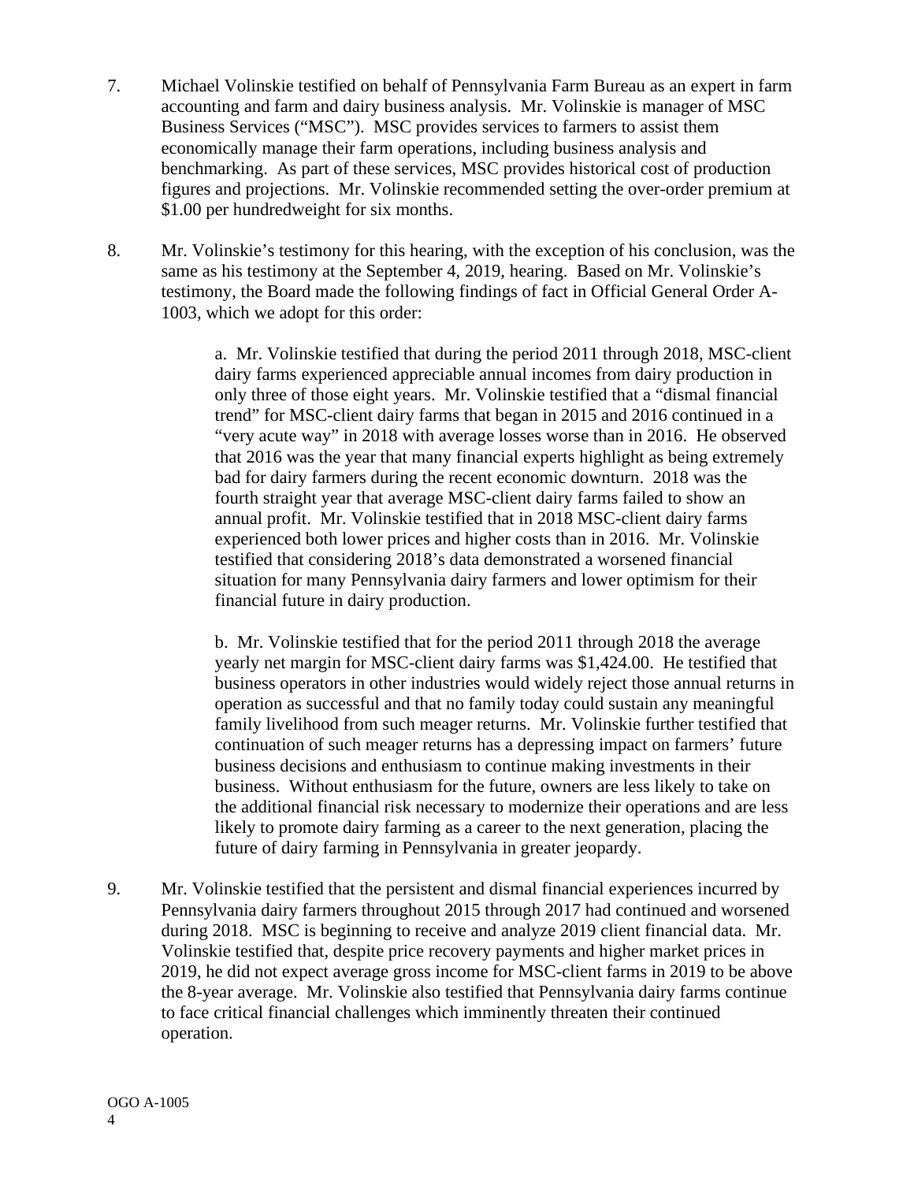7. Michael Volinskie testified on behalf of Pennsylvania Farm Bureau as an expert in farm accounting and farm and dairy business analysis. Mr. Volinskie is manager of MSC Business Services ("MSC"). MSC provides services to farmers to assist them economically manage their farm operations, including business analysis and benchmarking. As part of these services, MSC provides historical cost of production figures and projections. Mr. Volinskie recommended setting the over-order premium at $1.00 per hundredweight for six months.

8. Mr. Volinskie's testimony for this hearing, with the exception of his conclusion, was the same as his testimony at the September 4, 2019, hearing. Based on Mr. Volinskie's testimony, the Board made the following findings of fact in Official General Order A-1003, which we adopt for this order:

    a. Mr. Volinskie testified that during the period 2011 through 2018, MSC-client dairy farms experienced appreciable annual incomes from dairy production in only three of those eight years. Mr. Volinskie testified that a "dismal financial trend" for MSC-client dairy farms that began in 2015 and 2016 continued in a "very acute way" in 2018 with average losses worse than in 2016. He observed that 2016 was the year that many financial experts highlight as being extremely bad for dairy farmers during the recent economic downturn. 2018 was the fourth straight year that average MSC-client dairy farms failed to show an annual profit. Mr. Volinskie testified that in 2018 MSC-client dairy farms experienced both lower prices and higher costs than in 2016. Mr. Volinskie testified that considering 2018's data demonstrated a worsened financial situation for many Pennsylvania dairy farmers and lower optimism for their financial future in dairy production.

    b. Mr. Volinskie testified that for the period 2011 through 2018 the average yearly net margin for MSC-client dairy farms was $1,424.00. He testified that business operators in other industries would widely reject those annual returns in operation as successful and that no family today could sustain any meaningful family livelihood from such meager returns. Mr. Volinskie further testified that continuation of such meager returns has a depressing impact on farmers' future business decisions and enthusiasm to continue making investments in their business. Without enthusiasm for the future, owners are less likely to take on the additional financial risk necessary to modernize their operations and are less likely to promote dairy farming as a career to the next generation, placing the future of dairy farming in Pennsylvania in greater jeopardy.

9. Mr. Volinskie testified that the persistent and dismal financial experiences incurred by Pennsylvania dairy farmers throughout 2015 through 2017 had continued and worsened during 2018. MSC is beginning to receive and analyze 2019 client financial data. Mr. Volinskie testified that, despite price recovery payments and higher market prices in 2019, he did not expect average gross income for MSC-client farms in 2019 to be above the 8-year average. Mr. Volinskie also testified that Pennsylvania dairy farms continue to face critical financial challenges which imminently threaten their continued operation.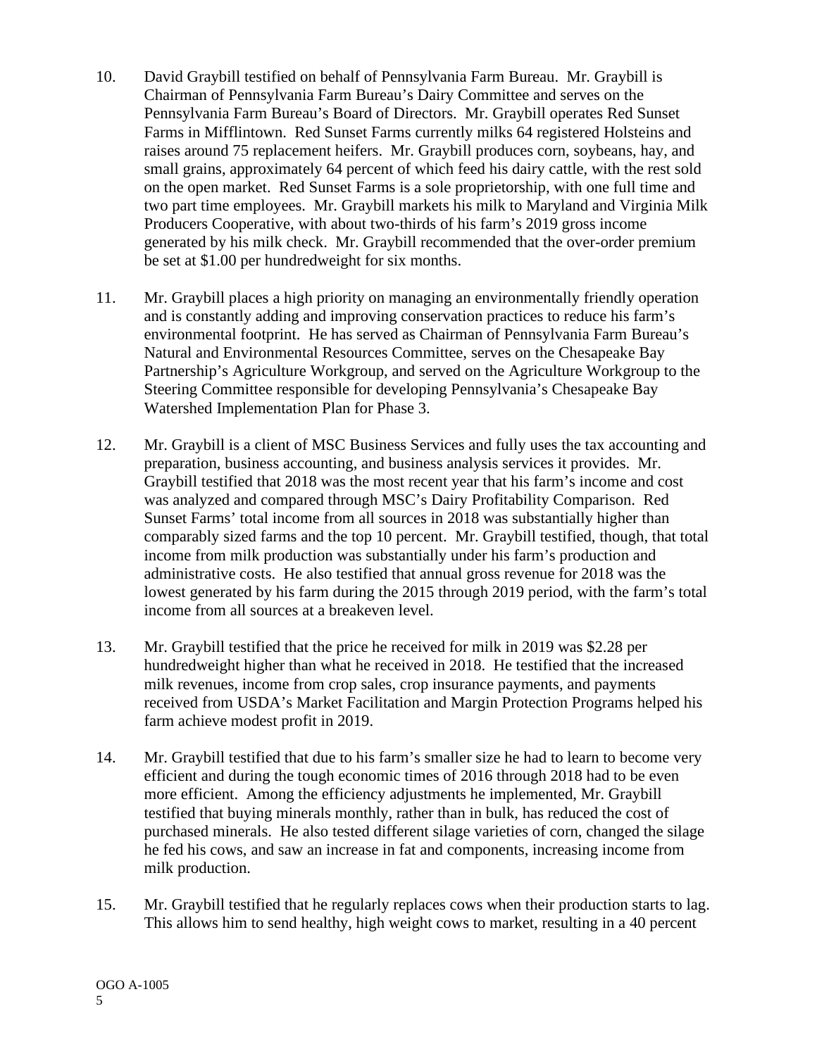10. David Graybill testified on behalf of Pennsylvania Farm Bureau. Mr. Graybill is Chairman of Pennsylvania Farm Bureau's Dairy Committee and serves on the Pennsylvania Farm Bureau's Board of Directors. Mr. Graybill operates Red Sunset Farms in Mifflintown. Red Sunset Farms currently milks 64 registered Holsteins and raises around 75 replacement heifers. Mr. Graybill produces corn, soybeans, hay, and small grains, approximately 64 percent of which feed his dairy cattle, with the rest sold on the open market. Red Sunset Farms is a sole proprietorship, with one full time and two part time employees. Mr. Graybill markets his milk to Maryland and Virginia Milk Producers Cooperative, with about two-thirds of his farm's 2019 gross income generated by his milk check. Mr. Graybill recommended that the over-order premium be set at $1.00 per hundredweight for six months.

11. Mr. Graybill places a high priority on managing an environmentally friendly operation and is constantly adding and improving conservation practices to reduce his farm's environmental footprint. He has served as Chairman of Pennsylvania Farm Bureau's Natural and Environmental Resources Committee, serves on the Chesapeake Bay Partnership's Agriculture Workgroup, and served on the Agriculture Workgroup to the Steering Committee responsible for developing Pennsylvania's Chesapeake Bay Watershed Implementation Plan for Phase 3.

12. Mr. Graybill is a client of MSC Business Services and fully uses the tax accounting and preparation, business accounting, and business analysis services it provides. Mr. Graybill testified that 2018 was the most recent year that his farm's income and cost was analyzed and compared through MSC's Dairy Profitability Comparison. Red Sunset Farms' total income from all sources in 2018 was substantially higher than comparably sized farms and the top 10 percent. Mr. Graybill testified, though, that total income from milk production was substantially under his farm's production and administrative costs. He also testified that annual gross revenue for 2018 was the lowest generated by his farm during the 2015 through 2019 period, with the farm's total income from all sources at a breakeven level.

13. Mr. Graybill testified that the price he received for milk in 2019 was $2.28 per hundredweight higher than what he received in 2018. He testified that the increased milk revenues, income from crop sales, crop insurance payments, and payments received from USDA's Market Facilitation and Margin Protection Programs helped his farm achieve modest profit in 2019.

14. Mr. Graybill testified that due to his farm's smaller size he had to learn to become very efficient and during the tough economic times of 2016 through 2018 had to be even more efficient. Among the efficiency adjustments he implemented, Mr. Graybill testified that buying minerals monthly, rather than in bulk, has reduced the cost of purchased minerals. He also tested different silage varieties of corn, changed the silage he fed his cows, and saw an increase in fat and components, increasing income from milk production.

15. Mr. Graybill testified that he regularly replaces cows when their production starts to lag. This allows him to send healthy, high weight cows to market, resulting in a 40 percent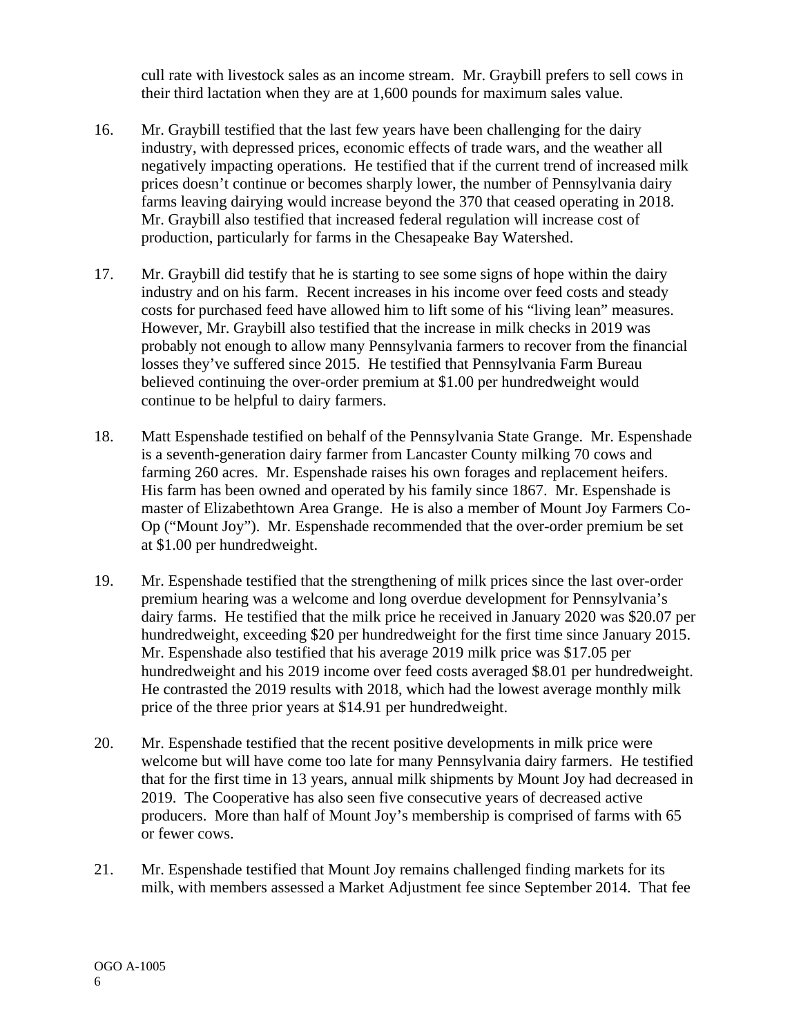cull rate with livestock sales as an income stream. Mr. Graybill prefers to sell cows in their third lactation when they are at 1,600 pounds for maximum sales value.

16. Mr. Graybill testified that the last few years have been challenging for the dairy industry, with depressed prices, economic effects of trade wars, and the weather all negatively impacting operations. He testified that if the current trend of increased milk prices doesn't continue or becomes sharply lower, the number of Pennsylvania dairy farms leaving dairying would increase beyond the 370 that ceased operating in 2018. Mr. Graybill also testified that increased federal regulation will increase cost of production, particularly for farms in the Chesapeake Bay Watershed.

17. Mr. Graybill did testify that he is starting to see some signs of hope within the dairy industry and on his farm. Recent increases in his income over feed costs and steady costs for purchased feed have allowed him to lift some of his "living lean" measures. However, Mr. Graybill also testified that the increase in milk checks in 2019 was probably not enough to allow many Pennsylvania farmers to recover from the financial losses they've suffered since 2015. He testified that Pennsylvania Farm Bureau believed continuing the over-order premium at $1.00 per hundredweight would continue to be helpful to dairy farmers.

18. Matt Espenshade testified on behalf of the Pennsylvania State Grange. Mr. Espenshade is a seventh-generation dairy farmer from Lancaster County milking 70 cows and farming 260 acres. Mr. Espenshade raises his own forages and replacement heifers. His farm has been owned and operated by his family since 1867. Mr. Espenshade is master of Elizabethtown Area Grange. He is also a member of Mount Joy Farmers Co-Op ("Mount Joy"). Mr. Espenshade recommended that the over-order premium be set at $1.00 per hundredweight.

19. Mr. Espenshade testified that the strengthening of milk prices since the last over-order premium hearing was a welcome and long overdue development for Pennsylvania's dairy farms. He testified that the milk price he received in January 2020 was $20.07 per hundredweight, exceeding $20 per hundredweight for the first time since January 2015. Mr. Espenshade also testified that his average 2019 milk price was $17.05 per hundredweight and his 2019 income over feed costs averaged $8.01 per hundredweight. He contrasted the 2019 results with 2018, which had the lowest average monthly milk price of the three prior years at $14.91 per hundredweight.

20. Mr. Espenshade testified that the recent positive developments in milk price were welcome but will have come too late for many Pennsylvania dairy farmers. He testified that for the first time in 13 years, annual milk shipments by Mount Joy had decreased in 2019. The Cooperative has also seen five consecutive years of decreased active producers. More than half of Mount Joy's membership is comprised of farms with 65 or fewer cows.

21. Mr. Espenshade testified that Mount Joy remains challenged finding markets for its milk, with members assessed a Market Adjustment fee since September 2014. That fee

OGO A-1005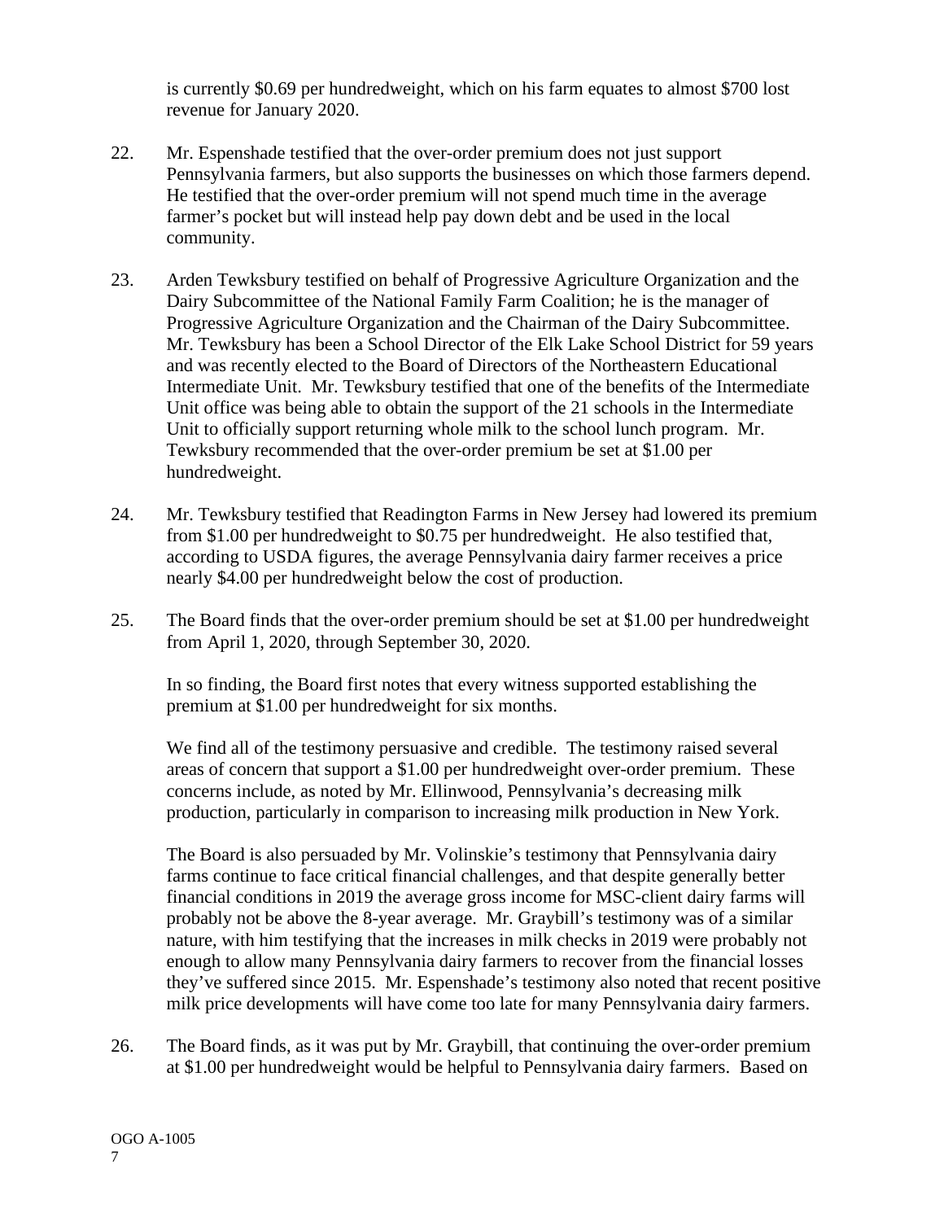is currently $0.69 per hundredweight, which on his farm equates to almost $700 lost revenue for January 2020.

22. Mr. Espenshade testified that the over-order premium does not just support Pennsylvania farmers, but also supports the businesses on which those farmers depend. He testified that the over-order premium will not spend much time in the average farmer's pocket but will instead help pay down debt and be used in the local community.

23. Arden Tewksbury testified on behalf of Progressive Agriculture Organization and the Dairy Subcommittee of the National Family Farm Coalition; he is the manager of Progressive Agriculture Organization and the Chairman of the Dairy Subcommittee. Mr. Tewksbury has been a School Director of the Elk Lake School District for 59 years and was recently elected to the Board of Directors of the Northeastern Educational Intermediate Unit. Mr. Tewksbury testified that one of the benefits of the Intermediate Unit office was being able to obtain the support of the 21 schools in the Intermediate Unit to officially support returning whole milk to the school lunch program. Mr. Tewksbury recommended that the over-order premium be set at $1.00 per hundredweight.

24. Mr. Tewksbury testified that Readington Farms in New Jersey had lowered its premium from $1.00 per hundredweight to $0.75 per hundredweight. He also testified that, according to USDA figures, the average Pennsylvania dairy farmer receives a price nearly $4.00 per hundredweight below the cost of production.

25. The Board finds that the over-order premium should be set at $1.00 per hundredweight from April 1, 2020, through September 30, 2020.

    In so finding, the Board first notes that every witness supported establishing the premium at $1.00 per hundredweight for six months.

    We find all of the testimony persuasive and credible. The testimony raised several areas of concern that support a $1.00 per hundredweight over-order premium. These concerns include, as noted by Mr. Ellinwood, Pennsylvania's decreasing milk production, particularly in comparison to increasing milk production in New York.

    The Board is also persuaded by Mr. Volinskie's testimony that Pennsylvania dairy farms continue to face critical financial challenges, and that despite generally better financial conditions in 2019 the average gross income for MSC-client dairy farms will probably not be above the 8-year average. Mr. Graybill's testimony was of a similar nature, with him testifying that the increases in milk checks in 2019 were probably not enough to allow many Pennsylvania dairy farmers to recover from the financial losses they've suffered since 2015. Mr. Espenshade's testimony also noted that recent positive milk price developments will have come too late for many Pennsylvania dairy farmers.

26. The Board finds, as it was put by Mr. Graybill, that continuing the over-order premium at $1.00 per hundredweight would be helpful to Pennsylvania dairy farmers. Based on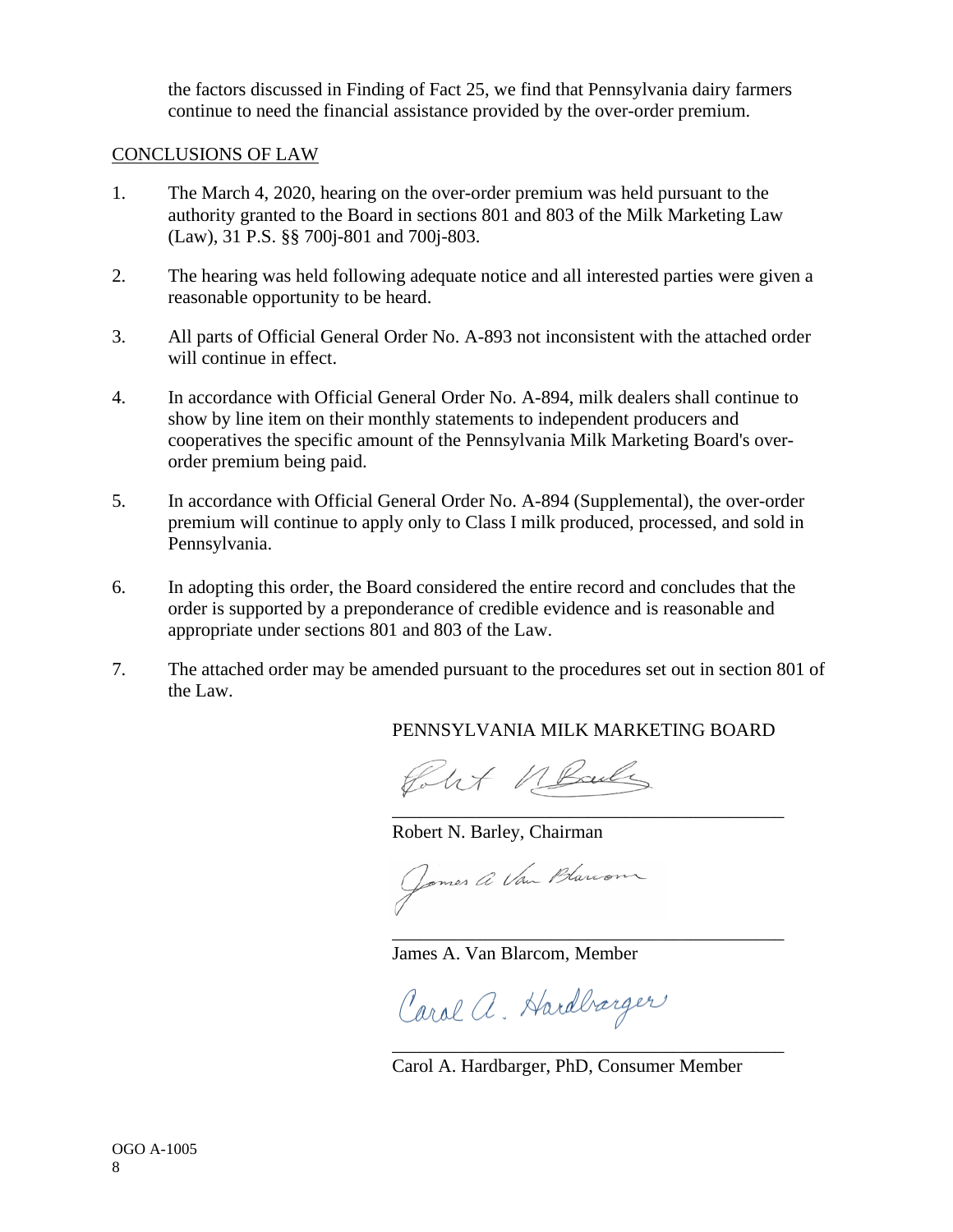the factors discussed in Finding of Fact 25, we find that Pennsylvania dairy farmers continue to need the financial assistance provided by the over-order premium.

<u>CONCLUSIONS OF LAW</u>

1. The March 4, 2020, hearing on the over-order premium was held pursuant to the authority granted to the Board in sections 801 and 803 of the Milk Marketing Law (Law), 31 P.S. §§ 700j-801 and 700j-803.

2. The hearing was held following adequate notice and all interested parties were given a reasonable opportunity to be heard.

3. All parts of Official General Order No. A-893 not inconsistent with the attached order will continue in effect.

4. In accordance with Official General Order No. A-894, milk dealers shall continue to show by line item on their monthly statements to independent producers and cooperatives the specific amount of the Pennsylvania Milk Marketing Board's over-order premium being paid.

5. In accordance with Official General Order No. A-894 (Supplemental), the over-order premium will continue to apply only to Class I milk produced, processed, and sold in Pennsylvania.

6. In adopting this order, the Board considered the entire record and concludes that the order is supported by a preponderance of credible evidence and is reasonable and appropriate under sections 801 and 803 of the Law.

7. The attached order may be amended pursuant to the procedures set out in section 801 of the Law.

PENNSYLVANIA MILK MARKETING BOARD

Robert N. Barley, Chairman

James A. Van Blarcom, Member

Carol A. Hardbarger, PhD, Consumer Member

OGO A-1005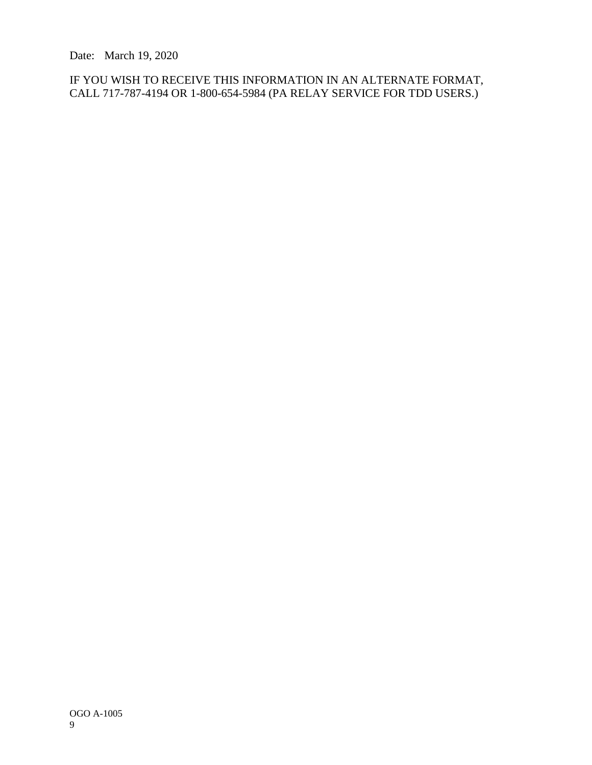Date: March 19, 2020

IF YOU WISH TO RECEIVE THIS INFORMATION IN AN ALTERNATE FORMAT, CALL 717-787-4194 OR 1-800-654-5984 (PA RELAY SERVICE FOR TDD USERS.)

OGO A-1005